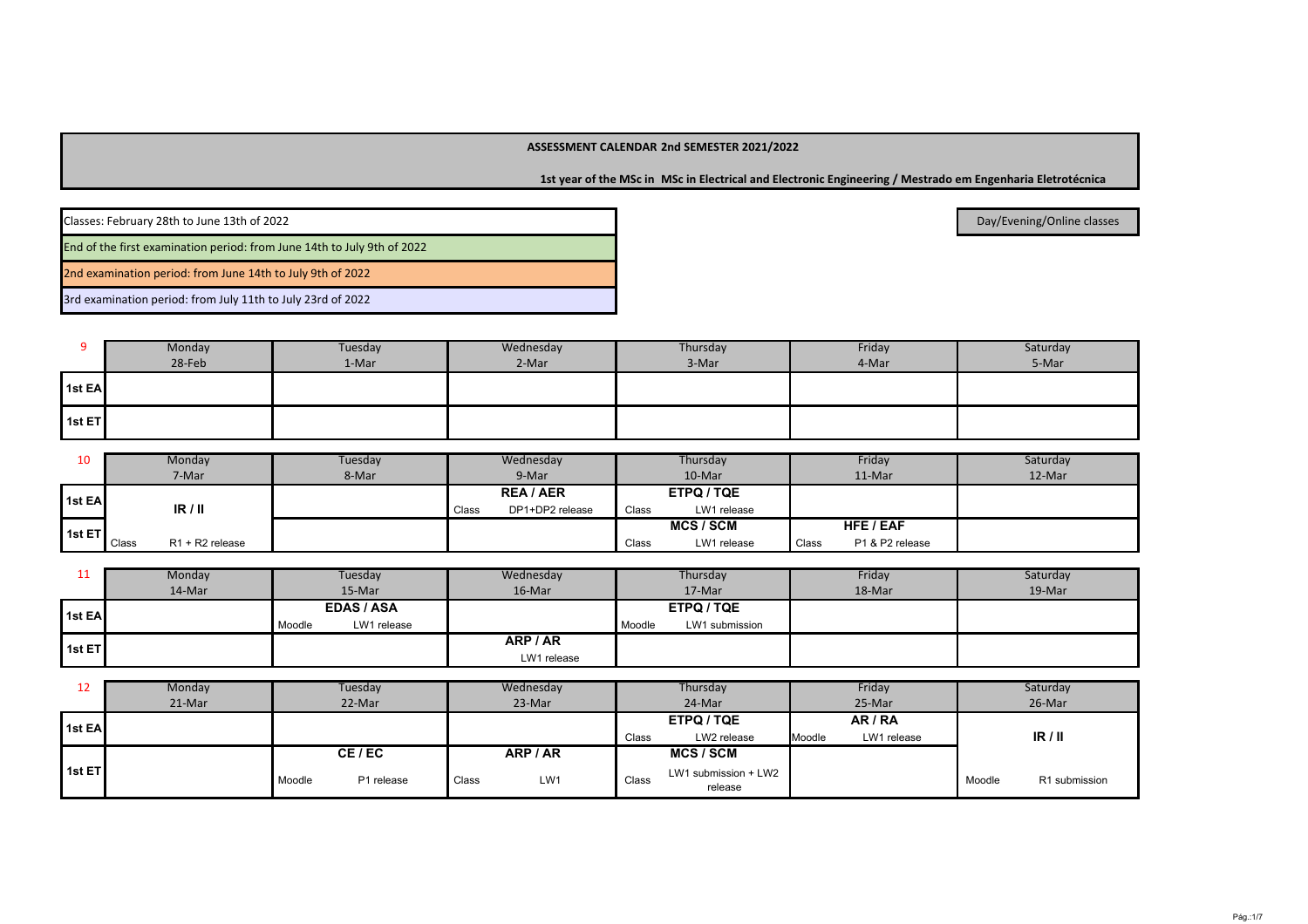**ASSESSMENT CALENDAR 2nd SEMESTER 2021/2022**

**1st year of the MSc in MSc in Electrical and Electronic Engineering / Mestrado em Engenharia Eletrotécnica**

Classes: February 28th to June 13th of 2022

End of the first examination period: from June 14th to July 9th of 2022

2nd examination period: from June 14th to July 9th of 2022

3rd examination period: from July 11th to July 23rd of 2022

Day/Evening/Online classes

| 9 | Monday 28-Feb | Tuesday 1-Mar | Wednesday 2-Mar | Thursday 3-Mar | Friday 4-Mar | Saturday 5-Mar |
|---|---|---|---|---|---|---|
| 1st EA | | | | | | |
| 1st ET | | | | | | |

| 10 | Monday 7-Mar | Tuesday 8-Mar | Wednesday 9-Mar | Thursday 10-Mar | Friday 11-Mar | Saturday 12-Mar |
|---|---|---|---|---|---|---|
| 1st EA | **IR / II** | | **REA / AER** Class DP1+DP2 release | **ETPQ / TQE** Class LW1 release | | |
| 1st ET | Class R1 + R2 release | | | **MCS / SCM** Class LW1 release | **HFE / EAF** Class P1 & P2 release | |

| 11 | Monday 14-Mar | Tuesday 15-Mar | Wednesday 16-Mar | Thursday 17-Mar | Friday 18-Mar | Saturday 19-Mar |
|---|---|---|---|---|---|---|
| 1st EA | | **EDAS / ASA** Moodle LW1 release | | **ETPQ / TQE** Moodle LW1 submission | | |
| 1st ET | | | **ARP / AR** LW1 release | | | |

| 12 | Monday 21-Mar | Tuesday 22-Mar | Wednesday 23-Mar | Thursday 24-Mar | Friday 25-Mar | Saturday 26-Mar |
|---|---|---|---|---|---|---|
| 1st EA | | | | **ETPQ / TQE** Class LW2 release | **AR / RA** Moodle LW1 release | **IR / II** |
| 1st ET | | **CE / EC** Moodle P1 release | **ARP / AR** Class LW1 | **MCS / SCM** Class LW1 submission + LW2 release | | Moodle R1 submission |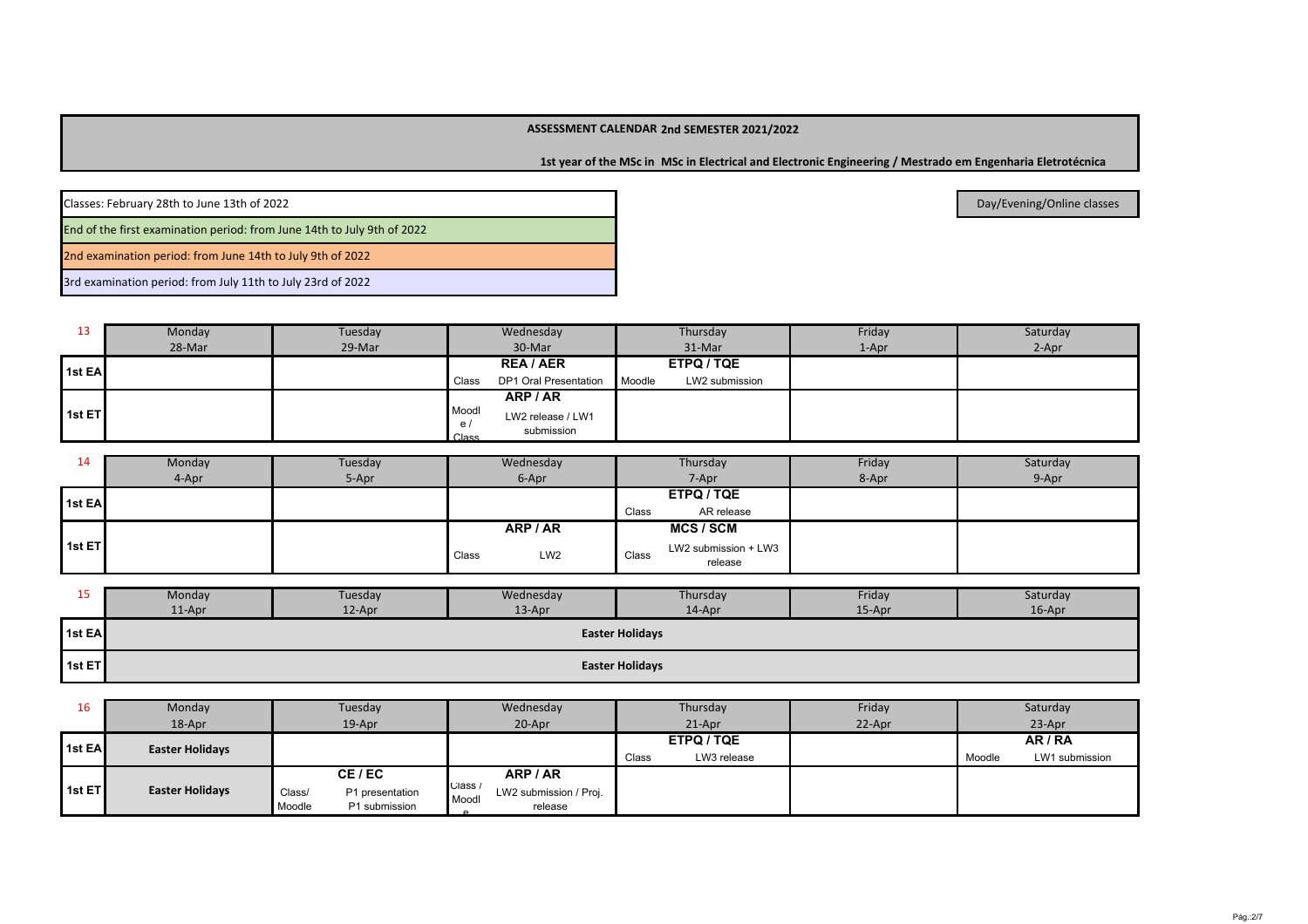**ASSESSMENT CALENDAR 2nd SEMESTER 2021/2022**

**1st year of the MSc in MSc in Electrical and Electronic Engineering / Mestrado em Engenharia Eletrotécnica**

Classes: February 28th to June 13th of 2022

End of the first examination period: from June 14th to July 9th of 2022

2nd examination period: from June 14th to July 9th of 2022

3rd examination period: from July 11th to July 23rd of 2022

Day/Evening/Online classes

| 13 | Monday 28-Mar | Tuesday 29-Mar | Wednesday 30-Mar | Thursday 31-Mar | Friday 1-Apr | Saturday 2-Apr |
|---|---|---|---|---|---|---|
| 1st EA | | | **REA / AER** Class DP1 Oral Presentation | **ETPQ / TQE** Moodle LW2 submission | | |
| 1st ET | | | **ARP / AR** Moodle / Class LW2 release / LW1 submission | | | |

| 14 | Monday 4-Apr | Tuesday 5-Apr | Wednesday 6-Apr | Thursday 7-Apr | Friday 8-Apr | Saturday 9-Apr |
|---|---|---|---|---|---|---|
| 1st EA | | | | **ETPQ / TQE** Class AR release | | |
| 1st ET | | | **ARP / AR** Class LW2 | **MCS / SCM** Class LW2 submission + LW3 release | | |

| 15 | Monday 11-Apr | Tuesday 12-Apr | Wednesday 13-Apr | Thursday 14-Apr | Friday 15-Apr | Saturday 16-Apr |
|---|---|---|---|---|---|---|
| 1st EA | **Easter Holidays** | | | | | |
| 1st ET | **Easter Holidays** | | | | | |

| 16 | Monday 18-Apr | Tuesday 19-Apr | Wednesday 20-Apr | Thursday 21-Apr | Friday 22-Apr | Saturday 23-Apr |
|---|---|---|---|---|---|---|
| 1st EA | **Easter Holidays** | | | **ETPQ / TQE** Class LW3 release | | **AR / RA** Moodle LW1 submission |
| 1st ET | **Easter Holidays** | **CE / EC** Class/ Moodle P1 presentation P1 submission | **ARP / AR** Class / Moodle LW2 submission / Proj. release | | | |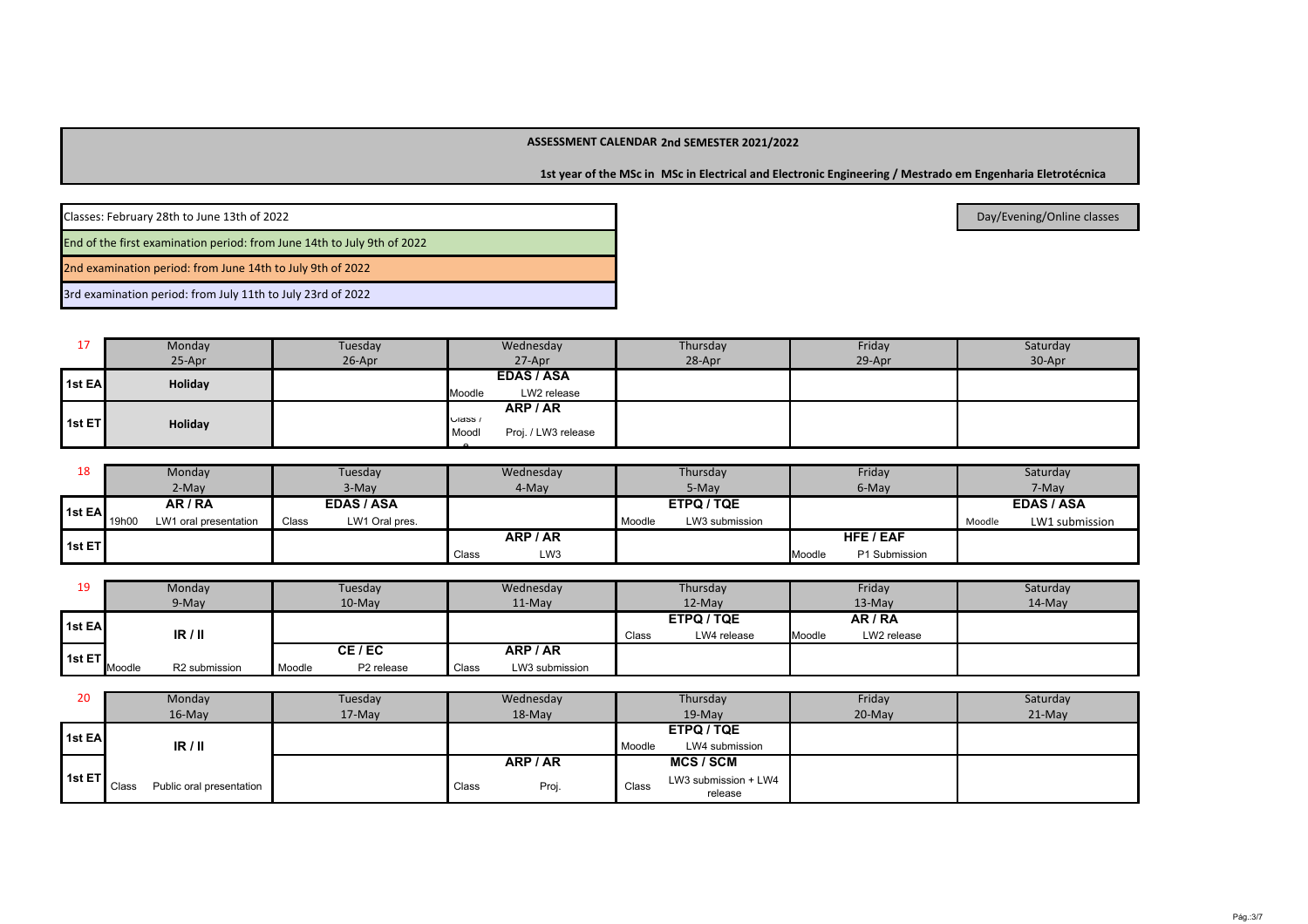# ASSESSMENT CALENDAR 2nd SEMESTER 2021/2022

**1st year of the MSc in MSc in Electrical and Electronic Engineering / Mestrado em Engenharia Eletrotécnica**

Classes: February 28th to June 13th of 2022

End of the first examination period: from June 14th to July 9th of 2022

2nd examination period: from June 14th to July 9th of 2022

3rd examination period: from July 11th to July 23rd of 2022

Day/Evening/Online classes

| 17 | Monday 25-Apr | Tuesday 26-Apr | Wednesday 27-Apr | Thursday 28-Apr | Friday 29-Apr | Saturday 30-Apr |
|---|---|---|---|---|---|---|
| 1st EA | **Holiday** | | **EDAS / ASA** Moodle LW2 release | | | |
| 1st ET | **Holiday** | | **ARP / AR** Class / Moodle Proj. / LW3 release | | | |

| 18 | Monday 2-May | Tuesday 3-May | Wednesday 4-May | Thursday 5-May | Friday 6-May | Saturday 7-May |
|---|---|---|---|---|---|---|
| 1st EA | **AR / RA** 19h00 LW1 oral presentation | **EDAS / ASA** Class LW1 Oral pres. | | **ETPQ / TQE** Moodle LW3 submission | | **EDAS / ASA** Moodle LW1 submission |
| 1st ET | | | **ARP / AR** Class LW3 | | **HFE / EAF** Moodle P1 Submission | |

| 19 | Monday 9-May | Tuesday 10-May | Wednesday 11-May | Thursday 12-May | Friday 13-May | Saturday 14-May |
|---|---|---|---|---|---|---|
| 1st EA | **IR / II** | | | **ETPQ / TQE** Class LW4 release | **AR / RA** Moodle LW2 release | |
| 1st ET | Moodle R2 submission | **CE / EC** Moodle P2 release | **ARP / AR** Class LW3 submission | | | |

| 20 | Monday 16-May | Tuesday 17-May | Wednesday 18-May | Thursday 19-May | Friday 20-May | Saturday 21-May |
|---|---|---|---|---|---|---|
| 1st EA | **IR / II** | | | **ETPQ / TQE** Moodle LW4 submission | | |
| 1st ET | Class Public oral presentation | | **ARP / AR** Class Proj. | **MCS / SCM** Class LW3 submission + LW4 release | | |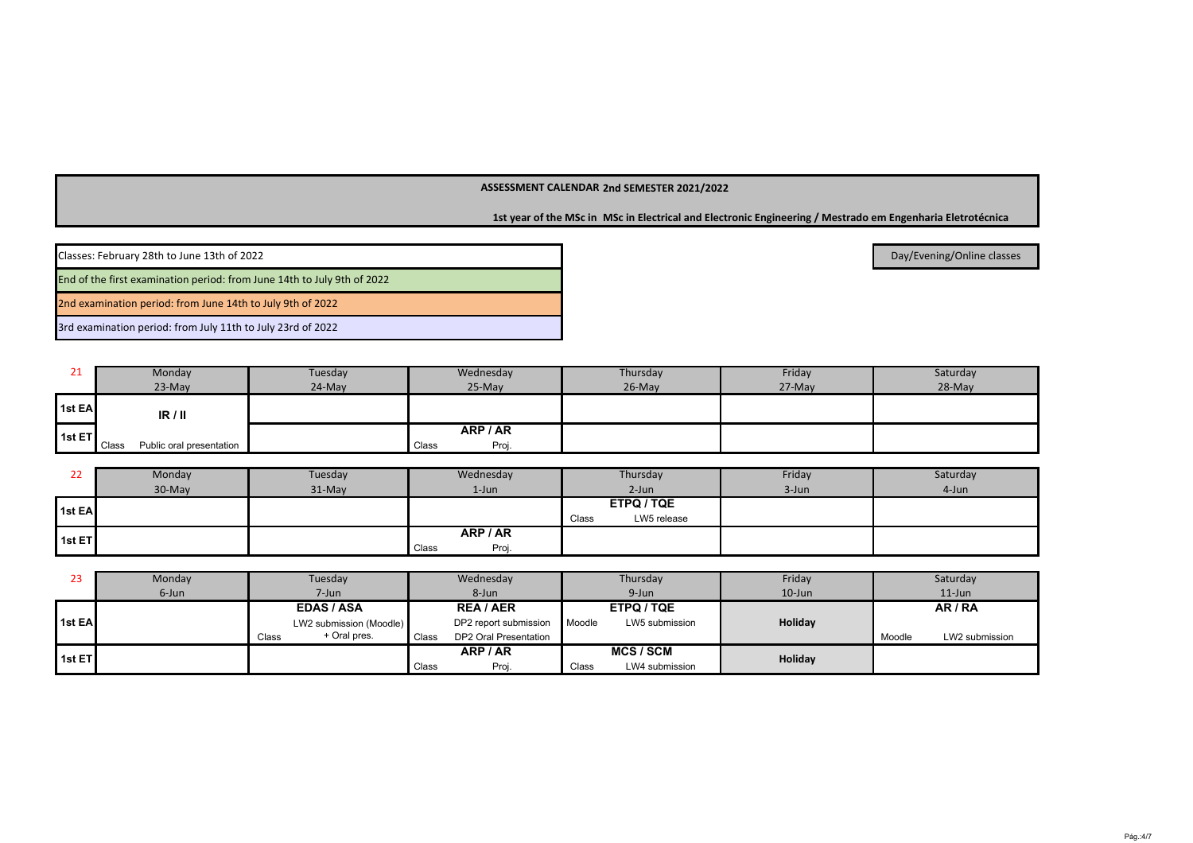**ASSESSMENT CALENDAR 2nd SEMESTER 2021/2022**

**1st year of the MSc in MSc in Electrical and Electronic Engineering / Mestrado em Engenharia Eletrotécnica**

Classes: February 28th to June 13th of 2022

End of the first examination period: from June 14th to July 9th of 2022

2nd examination period: from June 14th to July 9th of 2022

3rd examination period: from July 11th to July 23rd of 2022

Day/Evening/Online classes

| 21 | Monday 23-May | Tuesday 24-May | Wednesday 25-May | Thursday 26-May | Friday 27-May | Saturday 28-May |
|---|---|---|---|---|---|---|
| 1st EA | **IR / II** | | | | | |
| 1st ET | Class Public oral presentation | | **ARP / AR** Class Proj. | | | |

| 22 | Monday 30-May | Tuesday 31-May | Wednesday 1-Jun | Thursday 2-Jun | Friday 3-Jun | Saturday 4-Jun |
|---|---|---|---|---|---|---|
| 1st EA | | | | **ETPQ / TQE** Class LW5 release | | |
| 1st ET | | | **ARP / AR** Class Proj. | | | |

| 23 | Monday 6-Jun | Tuesday 7-Jun | Wednesday 8-Jun | Thursday 9-Jun | Friday 10-Jun | Saturday 11-Jun |
|---|---|---|---|---|---|---|
| 1st EA | | **EDAS / ASA** LW2 submission (Moodle) Class + Oral pres. | **REA / AER** DP2 report submission Class DP2 Oral Presentation | **ETPQ / TQE** Moodle LW5 submission | **Holiday** | **AR / RA** Moodle LW2 submission |
| 1st ET | | | **ARP / AR** Class Proj. | **MCS / SCM** Class LW4 submission | **Holiday** | |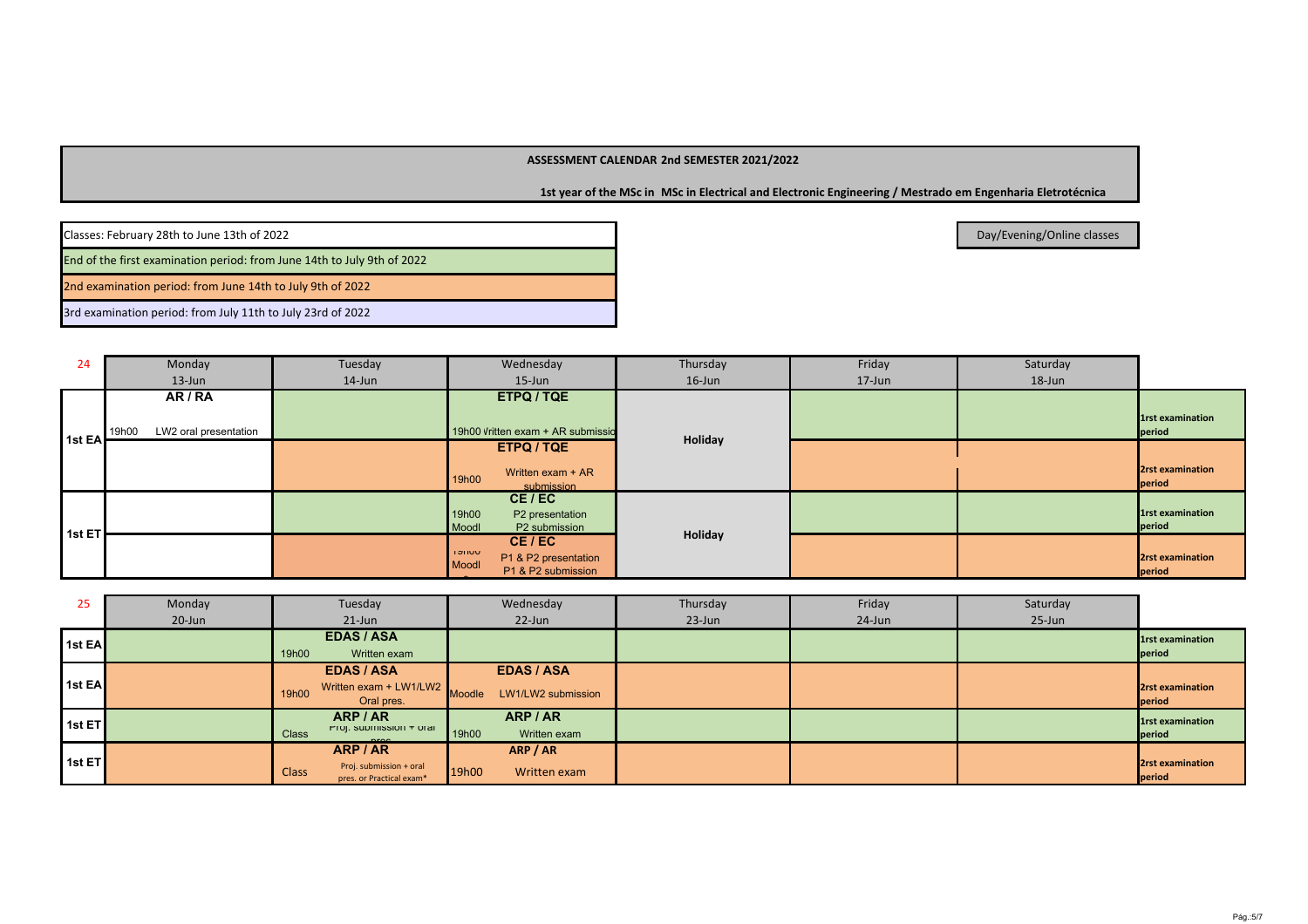# ASSESSMENT CALENDAR 2nd SEMESTER 2021/2022

**1st year of the MSc in MSc in Electrical and Electronic Engineering / Mestrado em Engenharia Eletrotécnica**

Classes: February 28th to June 13th of 2022

End of the first examination period: from June 14th to July 9th of 2022

2nd examination period: from June 14th to July 9th of 2022

3rd examination period: from July 11th to July 23rd of 2022

Day/Evening/Online classes

| 24 | Monday 13-Jun | Tuesday 14-Jun | Wednesday 15-Jun | Thursday 16-Jun | Friday 17-Jun | Saturday 18-Jun | |
|---|---|---|---|---|---|---|---|
| 1st EA | **AR / RA** 19h00 LW2 oral presentation | | **ETPQ / TQE** 19h00 Written exam + AR submission | Holiday | | | 1rst examination period |
| | | | **ETPQ / TQE** 19h00 Written exam + AR submission | | | | 2rst examination period |
| 1st ET | | | **CE / EC** 19h00 P2 presentation; Moodle P2 submission | Holiday | | | 1rst examination period |
| | | | **CE / EC** 19h00 P1 & P2 presentation; Moodle P1 & P2 submission | | | | 2rst examination period |

| 25 | Monday 20-Jun | Tuesday 21-Jun | Wednesday 22-Jun | Thursday 23-Jun | Friday 24-Jun | Saturday 25-Jun | |
|---|---|---|---|---|---|---|---|
| 1st EA | | **EDAS / ASA** 19h00 Written exam | | | | | 1rst examination period |
| 1st EA | | **EDAS / ASA** 19h00 Written exam + LW1/LW2 Oral pres. | **EDAS / ASA** Moodle LW1/LW2 submission | | | | 2rst examination period |
| 1st ET | | **ARP / AR** Class Proj. submission + oral pres. | **ARP / AR** 19h00 Written exam | | | | 1rst examination period |
| 1st ET | | **ARP / AR** Class Proj. submission + oral pres. or Practical exam* | **ARP / AR** 19h00 Written exam | | | | 2rst examination period |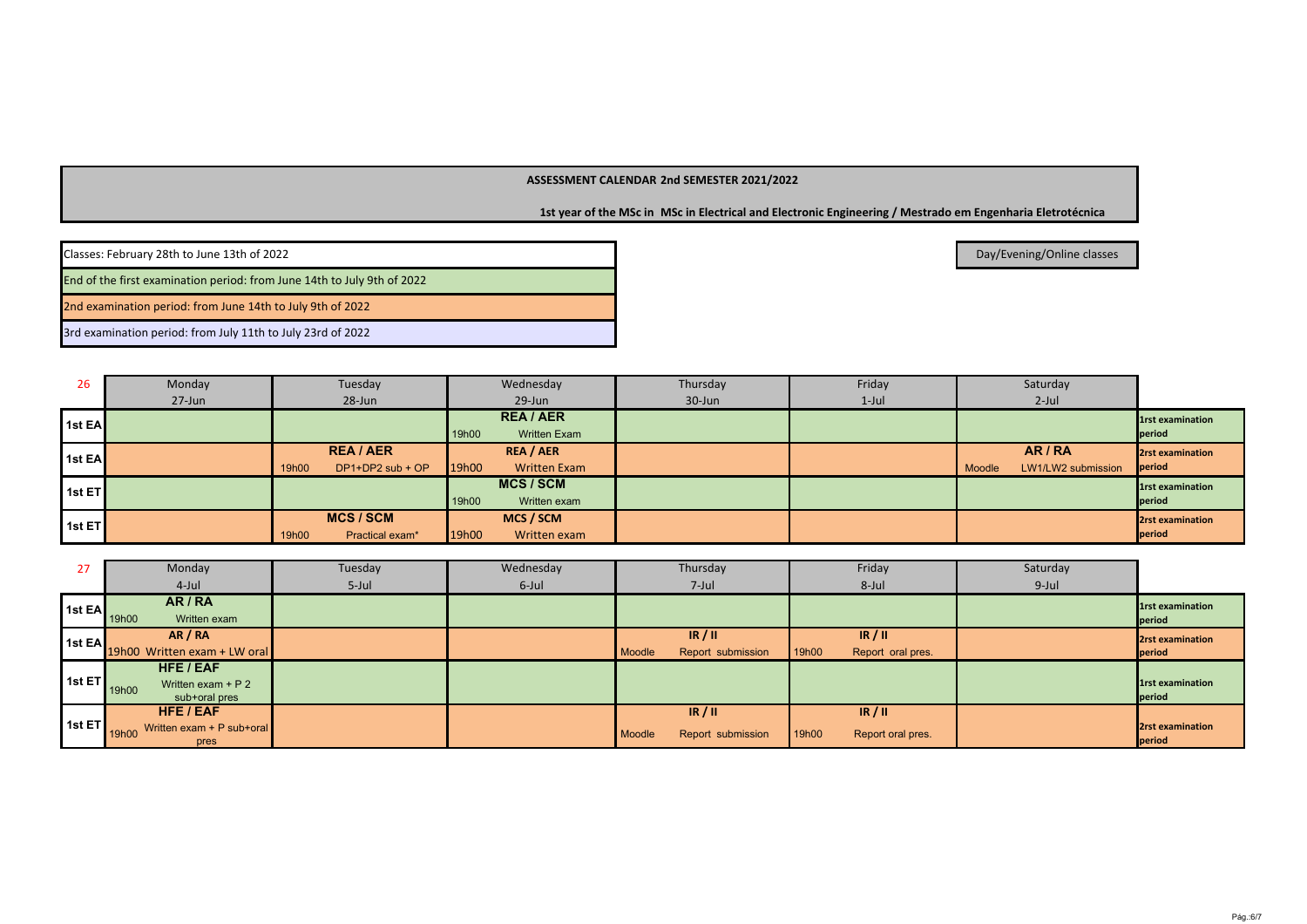**ASSESSMENT CALENDAR 2nd SEMESTER 2021/2022**

**1st year of the MSc in MSc in Electrical and Electronic Engineering / Mestrado em Engenharia Eletrotécnica**

Classes: February 28th to June 13th of 2022

End of the first examination period: from June 14th to July 9th of 2022

2nd examination period: from June 14th to July 9th of 2022

3rd examination period: from July 11th to July 23rd of 2022

Day/Evening/Online classes

| 26 | Monday 27-Jun | Tuesday 28-Jun | Wednesday 29-Jun | Thursday 30-Jun | Friday 1-Jul | Saturday 2-Jul | |
|---|---|---|---|---|---|---|---|
| 1st EA | | | **REA / AER** 19h00 Written Exam | | | | 1rst examination period |
| 1st EA | | **REA / AER** 19h00 DP1+DP2 sub + OP | **REA / AER** 19h00 Written Exam | | | **AR / RA** Moodle LW1/LW2 submission | 2rst examination period |
| 1st ET | | | **MCS / SCM** 19h00 Written exam | | | | 1rst examination period |
| 1st ET | | **MCS / SCM** 19h00 Practical exam* | **MCS / SCM** 19h00 Written exam | | | | 2rst examination period |

| 27 | Monday 4-Jul | Tuesday 5-Jul | Wednesday 6-Jul | Thursday 7-Jul | Friday 8-Jul | Saturday 9-Jul | |
|---|---|---|---|---|---|---|---|
| 1st EA | **AR / RA** 19h00 Written exam | | | | | | 1rst examination period |
| 1st EA | **AR / RA** 19h00 Written exam + LW oral | | | **IR / II** Moodle Report submission | **IR / II** 19h00 Report oral pres. | | 2rst examination period |
| 1st ET | **HFE / EAF** 19h00 Written exam + P 2 sub+oral pres | | | | | | 1rst examination period |
| 1st ET | **HFE / EAF** 19h00 Written exam + P sub+oral pres | | | **IR / II** Moodle Report submission | **IR / II** 19h00 Report oral pres. | | 2rst examination period |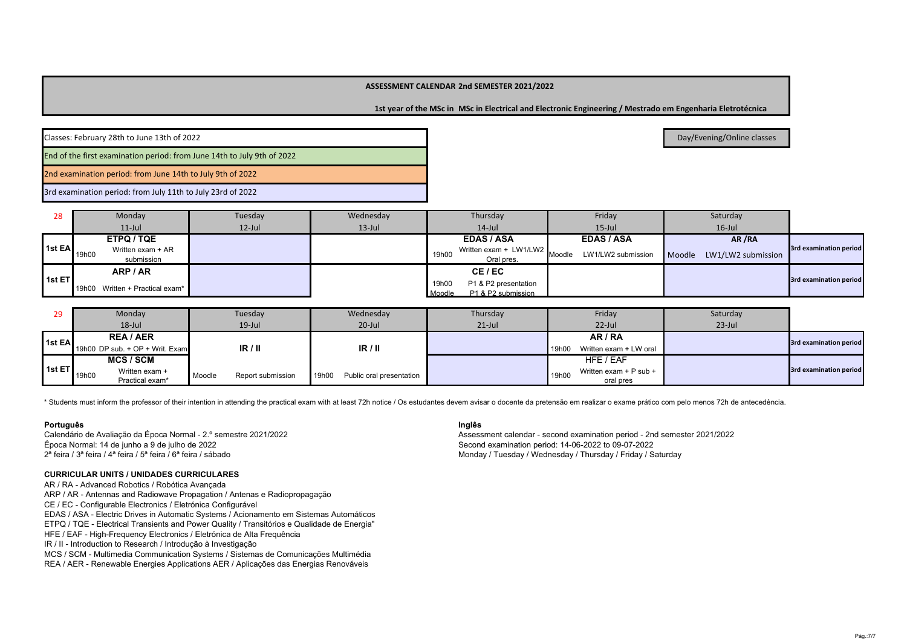**ASSESSMENT CALENDAR 2nd SEMESTER 2021/2022**

**1st year of the MSc in MSc in Electrical and Electronic Engineering / Mestrado em Engenharia Eletrotécnica**

Classes: February 28th to June 13th of 2022

End of the first examination period: from June 14th to July 9th of 2022

2nd examination period: from June 14th to July 9th of 2022

3rd examination period: from July 11th to July 23rd of 2022

Day/Evening/Online classes

| 28 | Monday 11-Jul | Tuesday 12-Jul | Wednesday 13-Jul | Thursday 14-Jul | Friday 15-Jul | Saturday 16-Jul | |
|---|---|---|---|---|---|---|---|
| 1st EA | **ETPQ / TQE** 19h00 Written exam + AR submission | | | **EDAS / ASA** 19h00 Written exam + LW1/LW2 Oral pres. | **EDAS / ASA** Moodle LW1/LW2 submission | **AR /RA** Moodle LW1/LW2 submission | 3rd examination period |
| 1st ET | **ARP / AR** 19h00 Written + Practical exam* | | | **CE / EC** 19h00 P1 & P2 presentation Moodle P1 & P2 submission | | | 3rd examination period |

| 29 | Monday 18-Jul | Tuesday 19-Jul | Wednesday 20-Jul | Thursday 21-Jul | Friday 22-Jul | Saturday 23-Jul | |
|---|---|---|---|---|---|---|---|
| 1st EA | **REA / AER** 19h00 DP sub. + OP + Writ. Exam | **IR / II** | **IR / II** | | **AR / RA** 19h00 Written exam + LW oral | | 3rd examination period |
| 1st ET | **MCS / SCM** 19h00 Written exam + Practical exam* | Moodle Report submission | 19h00 Public oral presentation | | HFE / EAF 19h00 Written exam + P sub + oral pres | | 3rd examination period |

* Students must inform the professor of their intention in attending the practical exam with at least 72h notice / Os estudantes devem avisar o docente da pretensão em realizar o exame prático com pelo menos 72h de antecedência.

**Português**
Calendário de Avaliação da Época Normal - 2.º semestre 2021/2022
Época Normal: 14 de junho a 9 de julho de 2022
2ª feira / 3ª feira / 4ª feira / 5ª feira / 6ª feira / sábado

**Inglês**
Assessment calendar - second examination period - 2nd semester 2021/2022
Second examination period: 14-06-2022 to 09-07-2022
Monday / Tuesday / Wednesday / Thursday / Friday / Saturday

**CURRICULAR UNITS / UNIDADES CURRICULARES**

AR / RA - Advanced Robotics / Robótica Avançada
ARP / AR - Antennas and Radiowave Propagation / Antenas e Radiopropagação
CE / EC - Configurable Electronics / Eletrónica Configurável
EDAS / ASA - Electric Drives in Automatic Systems / Acionamento em Sistemas Automáticos
ETPQ / TQE - Electrical Transients and Power Quality / Transitórios e Qualidade de Energia"
HFE / EAF - High-Frequency Electronics / Eletrónica de Alta Frequência
IR / II - Introduction to Research / Introdução à Investigação
MCS / SCM - Multimedia Communication Systems / Sistemas de Comunicações Multimédia
REA / AER - Renewable Energies Applications AER / Aplicações das Energias Renováveis